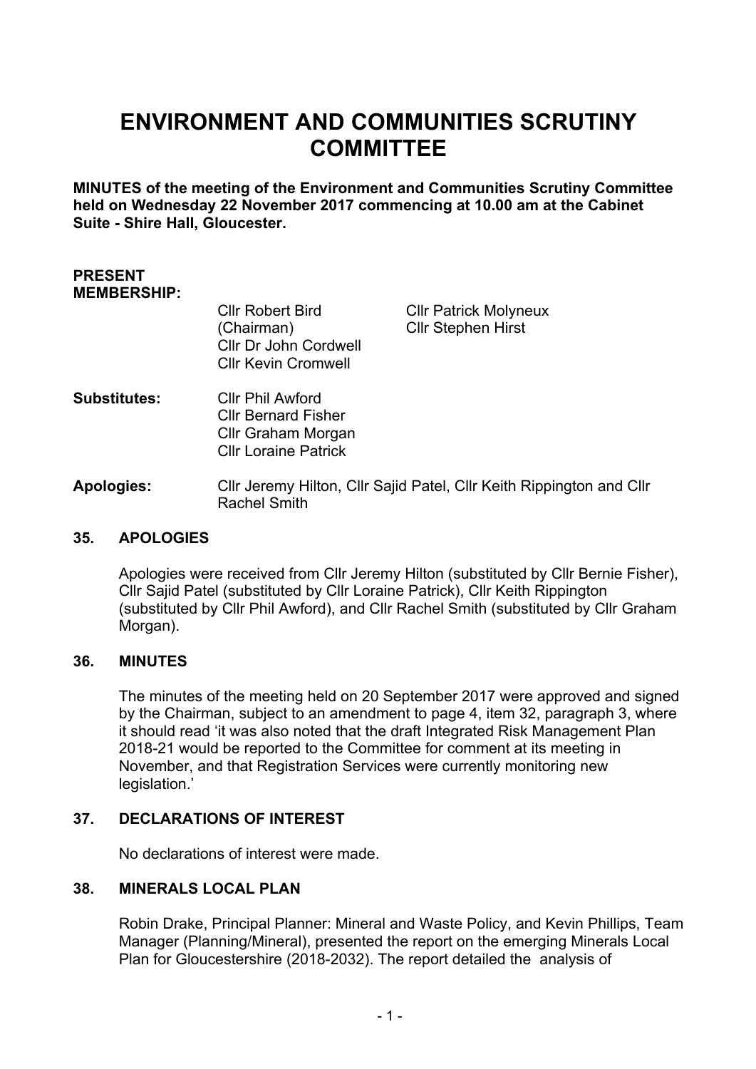# ENVIRONMENT AND COMMUNITIES SCRUTINY COMMITTEE

**MINUTES of the meeting of the Environment and Communities Scrutiny Committee held on Wednesday 22 November 2017 commencing at 10.00 am at the Cabinet Suite - Shire Hall, Gloucester.**

**PRESENT MEMBERSHIP:**

Cllr Robert Bird (Chairman)
Cllr Dr John Cordwell
Cllr Kevin Cromwell
Cllr Patrick Molyneux
Cllr Stephen Hirst

**Substitutes:**

Cllr Phil Awford
Cllr Bernard Fisher
Cllr Graham Morgan
Cllr Loraine Patrick

**Apologies:** Cllr Jeremy Hilton, Cllr Sajid Patel, Cllr Keith Rippington and Cllr Rachel Smith

## 35. APOLOGIES

Apologies were received from Cllr Jeremy Hilton (substituted by Cllr Bernie Fisher), Cllr Sajid Patel (substituted by Cllr Loraine Patrick), Cllr Keith Rippington (substituted by Cllr Phil Awford), and Cllr Rachel Smith (substituted by Cllr Graham Morgan).

## 36. MINUTES

The minutes of the meeting held on 20 September 2017 were approved and signed by the Chairman, subject to an amendment to page 4, item 32, paragraph 3, where it should read 'it was also noted that the draft Integrated Risk Management Plan 2018-21 would be reported to the Committee for comment at its meeting in November, and that Registration Services were currently monitoring new legislation.'

## 37. DECLARATIONS OF INTEREST

No declarations of interest were made.

## 38. MINERALS LOCAL PLAN

Robin Drake, Principal Planner: Mineral and Waste Policy, and Kevin Phillips, Team Manager (Planning/Mineral), presented the report on the emerging Minerals Local Plan for Gloucestershire (2018-2032). The report detailed the analysis of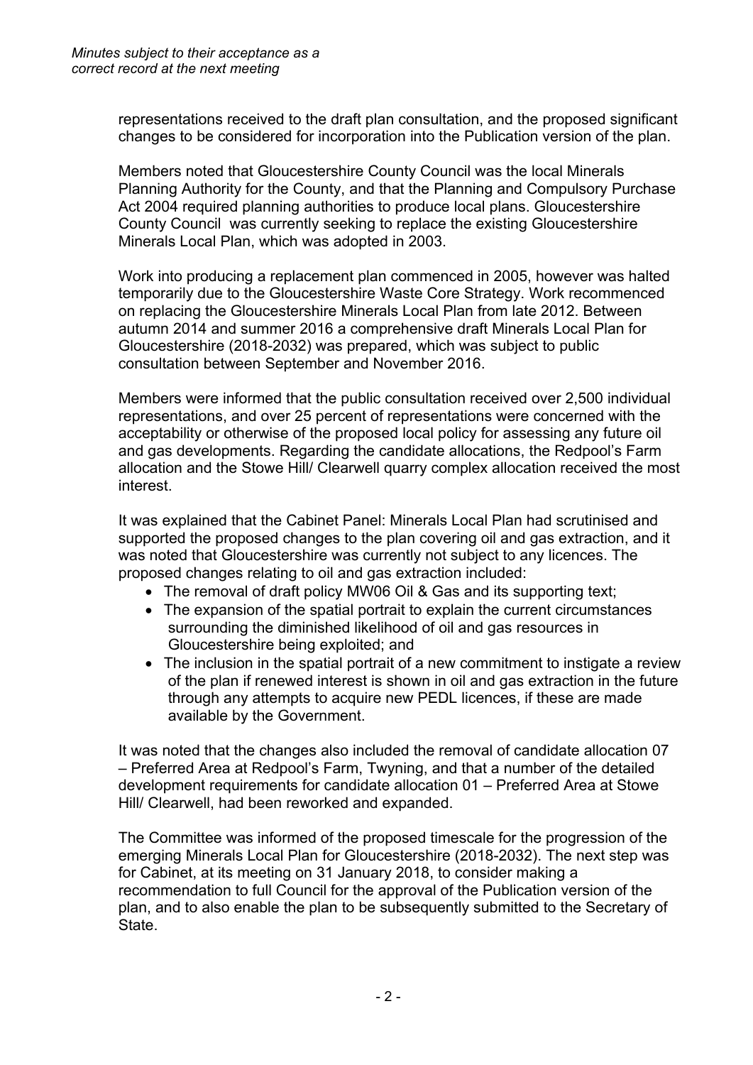representations received to the draft plan consultation, and the proposed significant changes to be considered for incorporation into the Publication version of the plan.

Members noted that Gloucestershire County Council was the local Minerals Planning Authority for the County, and that the Planning and Compulsory Purchase Act 2004 required planning authorities to produce local plans. Gloucestershire County Council was currently seeking to replace the existing Gloucestershire Minerals Local Plan, which was adopted in 2003.

Work into producing a replacement plan commenced in 2005, however was halted temporarily due to the Gloucestershire Waste Core Strategy. Work recommenced on replacing the Gloucestershire Minerals Local Plan from late 2012. Between autumn 2014 and summer 2016 a comprehensive draft Minerals Local Plan for Gloucestershire (2018-2032) was prepared, which was subject to public consultation between September and November 2016.

Members were informed that the public consultation received over 2,500 individual representations, and over 25 percent of representations were concerned with the acceptability or otherwise of the proposed local policy for assessing any future oil and gas developments. Regarding the candidate allocations, the Redpool's Farm allocation and the Stowe Hill/ Clearwell quarry complex allocation received the most interest.

It was explained that the Cabinet Panel: Minerals Local Plan had scrutinised and supported the proposed changes to the plan covering oil and gas extraction, and it was noted that Gloucestershire was currently not subject to any licences. The proposed changes relating to oil and gas extraction included:

- The removal of draft policy MW06 Oil & Gas and its supporting text;
- The expansion of the spatial portrait to explain the current circumstances surrounding the diminished likelihood of oil and gas resources in Gloucestershire being exploited; and
- The inclusion in the spatial portrait of a new commitment to instigate a review of the plan if renewed interest is shown in oil and gas extraction in the future through any attempts to acquire new PEDL licences, if these are made available by the Government.

It was noted that the changes also included the removal of candidate allocation 07 – Preferred Area at Redpool's Farm, Twyning, and that a number of the detailed development requirements for candidate allocation 01 – Preferred Area at Stowe Hill/ Clearwell, had been reworked and expanded.

The Committee was informed of the proposed timescale for the progression of the emerging Minerals Local Plan for Gloucestershire (2018-2032). The next step was for Cabinet, at its meeting on 31 January 2018, to consider making a recommendation to full Council for the approval of the Publication version of the plan, and to also enable the plan to be subsequently submitted to the Secretary of State.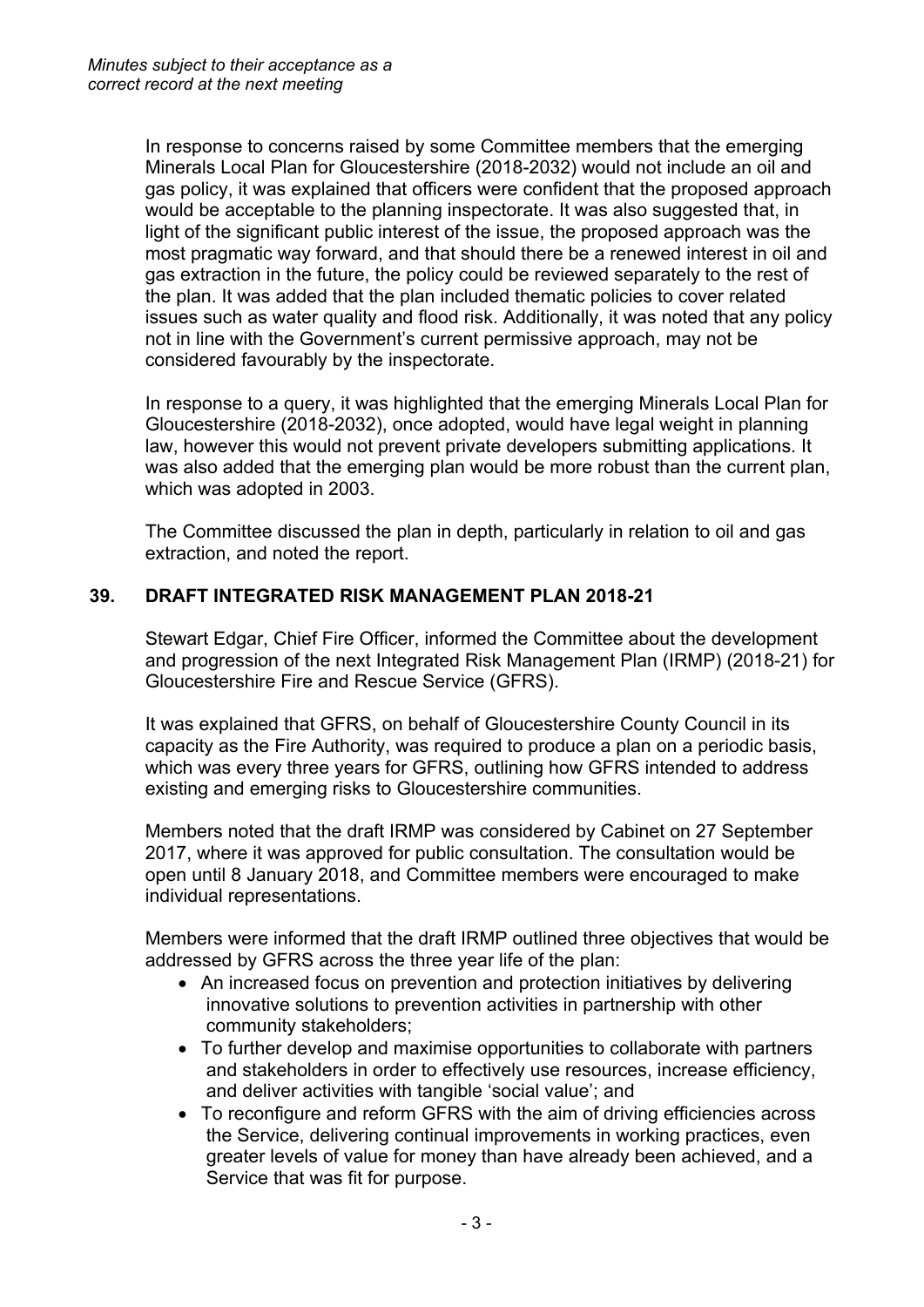*Minutes subject to their acceptance as a correct record at the next meeting*

In response to concerns raised by some Committee members that the emerging Minerals Local Plan for Gloucestershire (2018-2032) would not include an oil and gas policy, it was explained that officers were confident that the proposed approach would be acceptable to the planning inspectorate. It was also suggested that, in light of the significant public interest of the issue, the proposed approach was the most pragmatic way forward, and that should there be a renewed interest in oil and gas extraction in the future, the policy could be reviewed separately to the rest of the plan. It was added that the plan included thematic policies to cover related issues such as water quality and flood risk. Additionally, it was noted that any policy not in line with the Government's current permissive approach, may not be considered favourably by the inspectorate.

In response to a query, it was highlighted that the emerging Minerals Local Plan for Gloucestershire (2018-2032), once adopted, would have legal weight in planning law, however this would not prevent private developers submitting applications. It was also added that the emerging plan would be more robust than the current plan, which was adopted in 2003.

The Committee discussed the plan in depth, particularly in relation to oil and gas extraction, and noted the report.

## 39. DRAFT INTEGRATED RISK MANAGEMENT PLAN 2018-21

Stewart Edgar, Chief Fire Officer, informed the Committee about the development and progression of the next Integrated Risk Management Plan (IRMP) (2018-21) for Gloucestershire Fire and Rescue Service (GFRS).

It was explained that GFRS, on behalf of Gloucestershire County Council in its capacity as the Fire Authority, was required to produce a plan on a periodic basis, which was every three years for GFRS, outlining how GFRS intended to address existing and emerging risks to Gloucestershire communities.

Members noted that the draft IRMP was considered by Cabinet on 27 September 2017, where it was approved for public consultation. The consultation would be open until 8 January 2018, and Committee members were encouraged to make individual representations.

Members were informed that the draft IRMP outlined three objectives that would be addressed by GFRS across the three year life of the plan:

- An increased focus on prevention and protection initiatives by delivering innovative solutions to prevention activities in partnership with other community stakeholders;
- To further develop and maximise opportunities to collaborate with partners and stakeholders in order to effectively use resources, increase efficiency, and deliver activities with tangible 'social value'; and
- To reconfigure and reform GFRS with the aim of driving efficiencies across the Service, delivering continual improvements in working practices, even greater levels of value for money than have already been achieved, and a Service that was fit for purpose.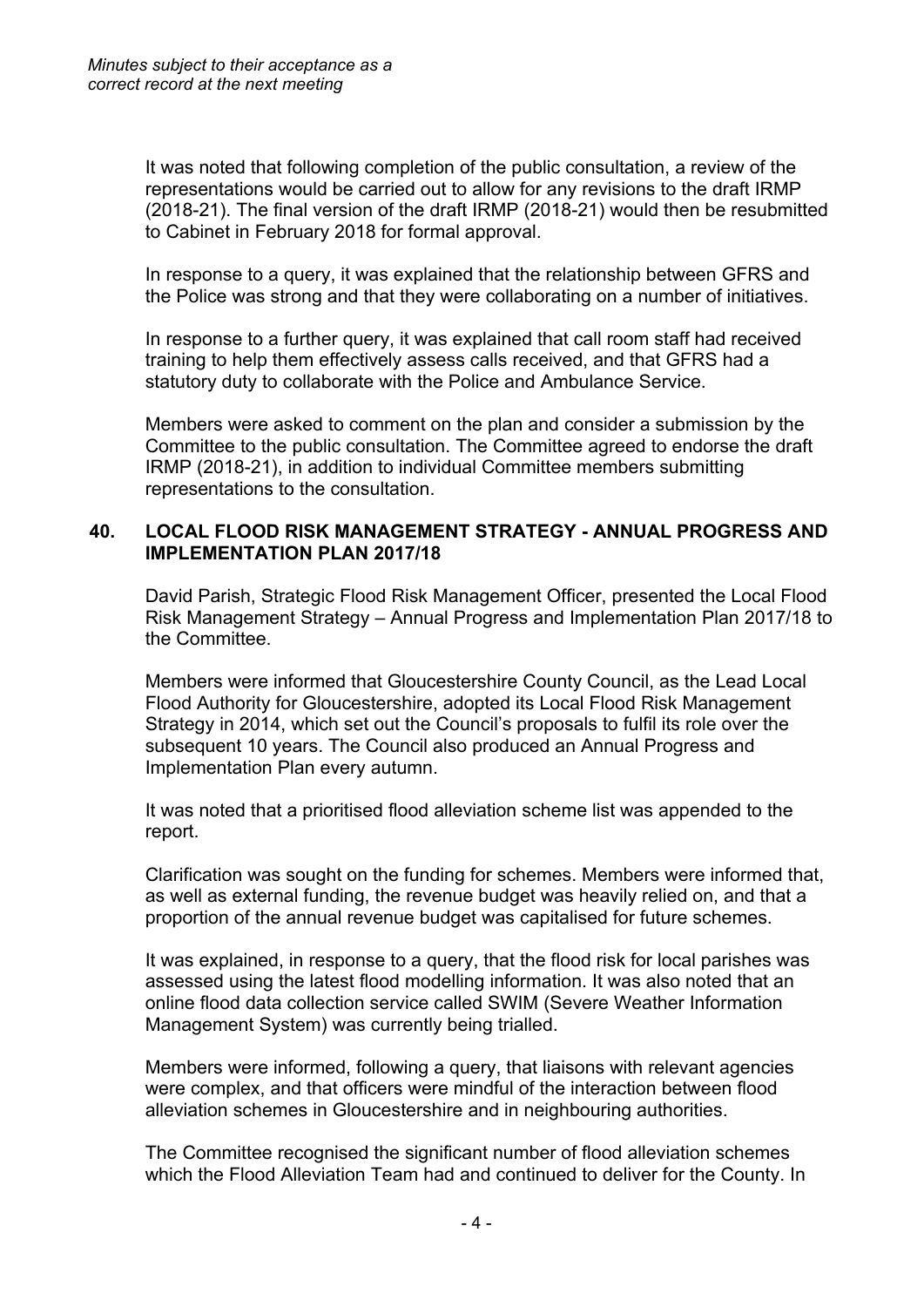*Minutes subject to their acceptance as a correct record at the next meeting*

It was noted that following completion of the public consultation, a review of the representations would be carried out to allow for any revisions to the draft IRMP (2018-21). The final version of the draft IRMP (2018-21) would then be resubmitted to Cabinet in February 2018 for formal approval.

In response to a query, it was explained that the relationship between GFRS and the Police was strong and that they were collaborating on a number of initiatives.

In response to a further query, it was explained that call room staff had received training to help them effectively assess calls received, and that GFRS had a statutory duty to collaborate with the Police and Ambulance Service.

Members were asked to comment on the plan and consider a submission by the Committee to the public consultation. The Committee agreed to endorse the draft IRMP (2018-21), in addition to individual Committee members submitting representations to the consultation.

## 40. LOCAL FLOOD RISK MANAGEMENT STRATEGY - ANNUAL PROGRESS AND IMPLEMENTATION PLAN 2017/18

David Parish, Strategic Flood Risk Management Officer, presented the Local Flood Risk Management Strategy – Annual Progress and Implementation Plan 2017/18 to the Committee.

Members were informed that Gloucestershire County Council, as the Lead Local Flood Authority for Gloucestershire, adopted its Local Flood Risk Management Strategy in 2014, which set out the Council's proposals to fulfil its role over the subsequent 10 years. The Council also produced an Annual Progress and Implementation Plan every autumn.

It was noted that a prioritised flood alleviation scheme list was appended to the report.

Clarification was sought on the funding for schemes. Members were informed that, as well as external funding, the revenue budget was heavily relied on, and that a proportion of the annual revenue budget was capitalised for future schemes.

It was explained, in response to a query, that the flood risk for local parishes was assessed using the latest flood modelling information. It was also noted that an online flood data collection service called SWIM (Severe Weather Information Management System) was currently being trialled.

Members were informed, following a query, that liaisons with relevant agencies were complex, and that officers were mindful of the interaction between flood alleviation schemes in Gloucestershire and in neighbouring authorities.

The Committee recognised the significant number of flood alleviation schemes which the Flood Alleviation Team had and continued to deliver for the County. In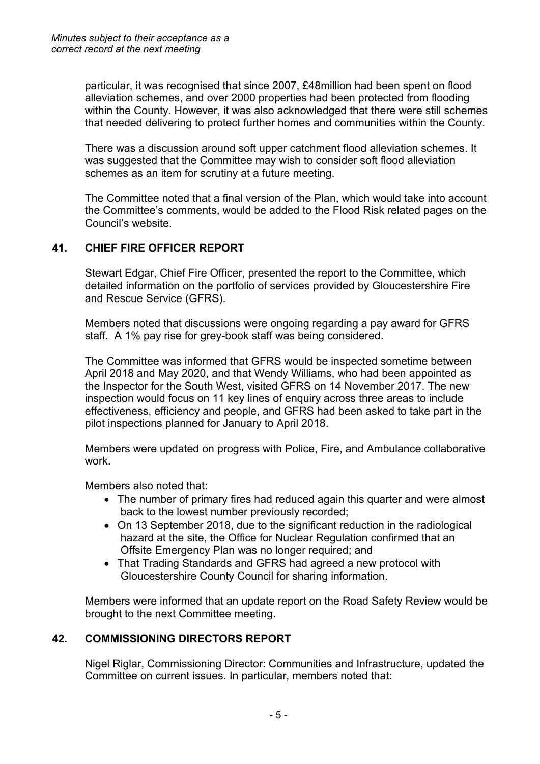particular, it was recognised that since 2007, £48million had been spent on flood alleviation schemes, and over 2000 properties had been protected from flooding within the County. However, it was also acknowledged that there were still schemes that needed delivering to protect further homes and communities within the County.

There was a discussion around soft upper catchment flood alleviation schemes. It was suggested that the Committee may wish to consider soft flood alleviation schemes as an item for scrutiny at a future meeting.

The Committee noted that a final version of the Plan, which would take into account the Committee's comments, would be added to the Flood Risk related pages on the Council's website.

## 41. CHIEF FIRE OFFICER REPORT

Stewart Edgar, Chief Fire Officer, presented the report to the Committee, which detailed information on the portfolio of services provided by Gloucestershire Fire and Rescue Service (GFRS).

Members noted that discussions were ongoing regarding a pay award for GFRS staff. A 1% pay rise for grey-book staff was being considered.

The Committee was informed that GFRS would be inspected sometime between April 2018 and May 2020, and that Wendy Williams, who had been appointed as the Inspector for the South West, visited GFRS on 14 November 2017. The new inspection would focus on 11 key lines of enquiry across three areas to include effectiveness, efficiency and people, and GFRS had been asked to take part in the pilot inspections planned for January to April 2018.

Members were updated on progress with Police, Fire, and Ambulance collaborative work.

Members also noted that:

- The number of primary fires had reduced again this quarter and were almost back to the lowest number previously recorded;
- On 13 September 2018, due to the significant reduction in the radiological hazard at the site, the Office for Nuclear Regulation confirmed that an Offsite Emergency Plan was no longer required; and
- That Trading Standards and GFRS had agreed a new protocol with Gloucestershire County Council for sharing information.

Members were informed that an update report on the Road Safety Review would be brought to the next Committee meeting.

## 42. COMMISSIONING DIRECTORS REPORT

Nigel Riglar, Commissioning Director: Communities and Infrastructure, updated the Committee on current issues. In particular, members noted that: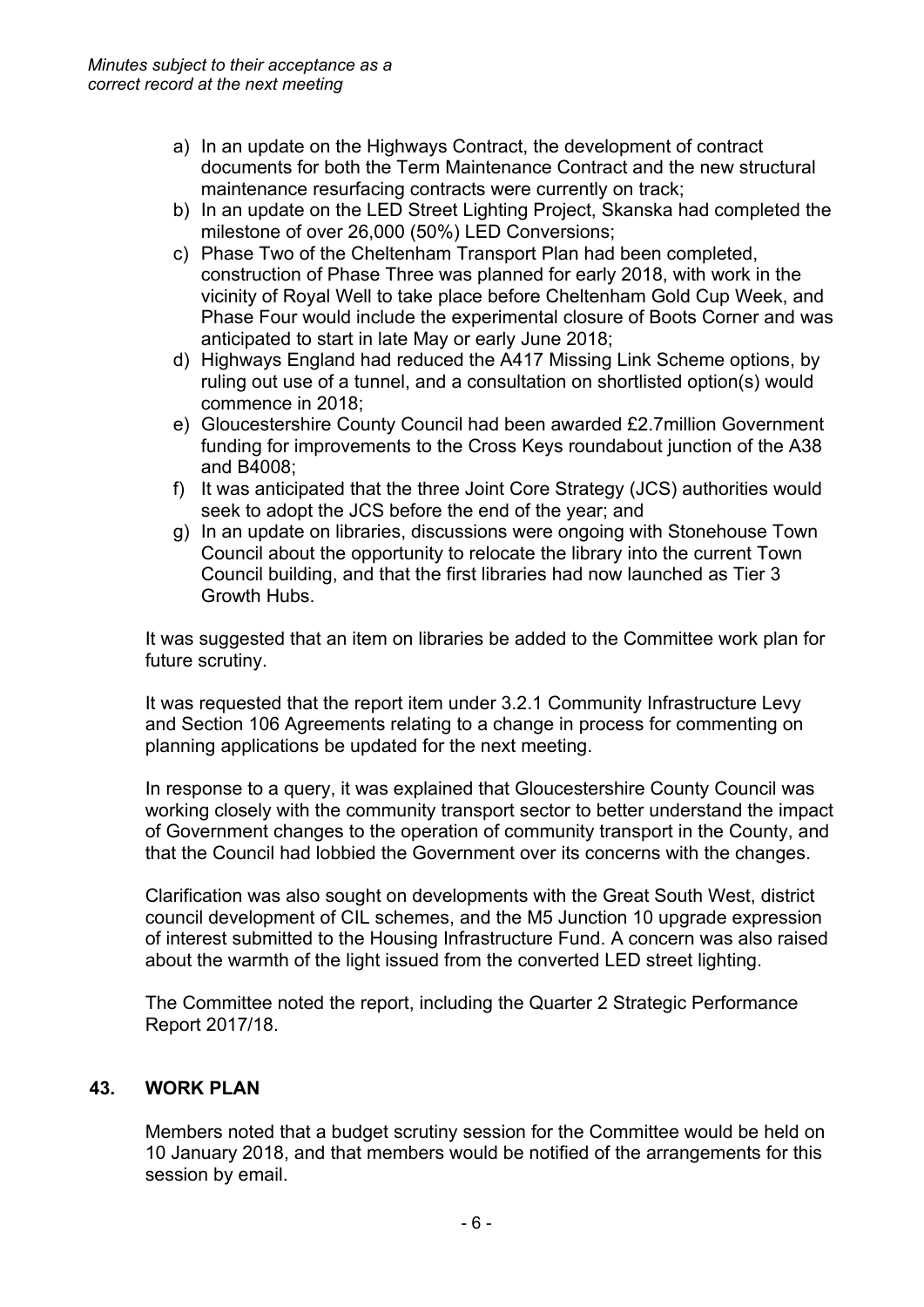*Minutes subject to their acceptance as a correct record at the next meeting*

a) In an update on the Highways Contract, the development of contract documents for both the Term Maintenance Contract and the new structural maintenance resurfacing contracts were currently on track;
b) In an update on the LED Street Lighting Project, Skanska had completed the milestone of over 26,000 (50%) LED Conversions;
c) Phase Two of the Cheltenham Transport Plan had been completed, construction of Phase Three was planned for early 2018, with work in the vicinity of Royal Well to take place before Cheltenham Gold Cup Week, and Phase Four would include the experimental closure of Boots Corner and was anticipated to start in late May or early June 2018;
d) Highways England had reduced the A417 Missing Link Scheme options, by ruling out use of a tunnel, and a consultation on shortlisted option(s) would commence in 2018;
e) Gloucestershire County Council had been awarded £2.7million Government funding for improvements to the Cross Keys roundabout junction of the A38 and B4008;
f) It was anticipated that the three Joint Core Strategy (JCS) authorities would seek to adopt the JCS before the end of the year; and
g) In an update on libraries, discussions were ongoing with Stonehouse Town Council about the opportunity to relocate the library into the current Town Council building, and that the first libraries had now launched as Tier 3 Growth Hubs.

It was suggested that an item on libraries be added to the Committee work plan for future scrutiny.

It was requested that the report item under 3.2.1 Community Infrastructure Levy and Section 106 Agreements relating to a change in process for commenting on planning applications be updated for the next meeting.

In response to a query, it was explained that Gloucestershire County Council was working closely with the community transport sector to better understand the impact of Government changes to the operation of community transport in the County, and that the Council had lobbied the Government over its concerns with the changes.

Clarification was also sought on developments with the Great South West, district council development of CIL schemes, and the M5 Junction 10 upgrade expression of interest submitted to the Housing Infrastructure Fund. A concern was also raised about the warmth of the light issued from the converted LED street lighting.

The Committee noted the report, including the Quarter 2 Strategic Performance Report 2017/18.

## 43. WORK PLAN

Members noted that a budget scrutiny session for the Committee would be held on 10 January 2018, and that members would be notified of the arrangements for this session by email.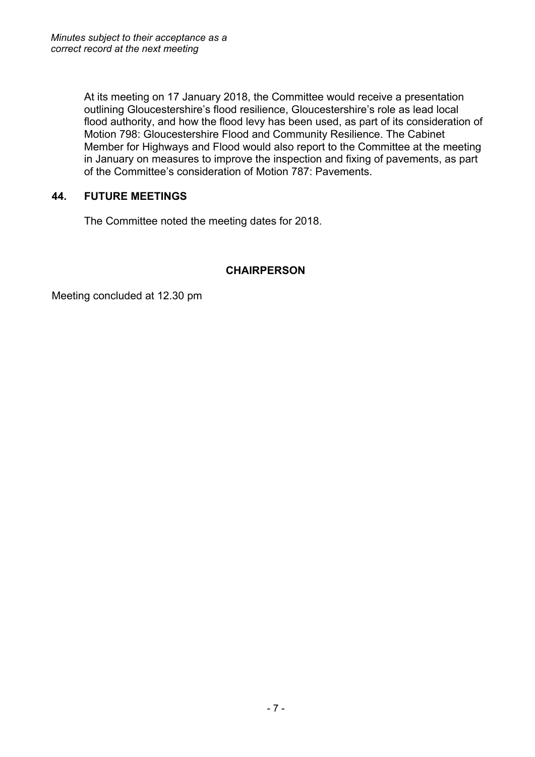At its meeting on 17 January 2018, the Committee would receive a presentation outlining Gloucestershire's flood resilience, Gloucestershire's role as lead local flood authority, and how the flood levy has been used, as part of its consideration of Motion 798: Gloucestershire Flood and Community Resilience. The Cabinet Member for Highways and Flood would also report to the Committee at the meeting in January on measures to improve the inspection and fixing of pavements, as part of the Committee's consideration of Motion 787: Pavements.

## 44. FUTURE MEETINGS

The Committee noted the meeting dates for 2018.

**CHAIRPERSON**

Meeting concluded at 12.30 pm